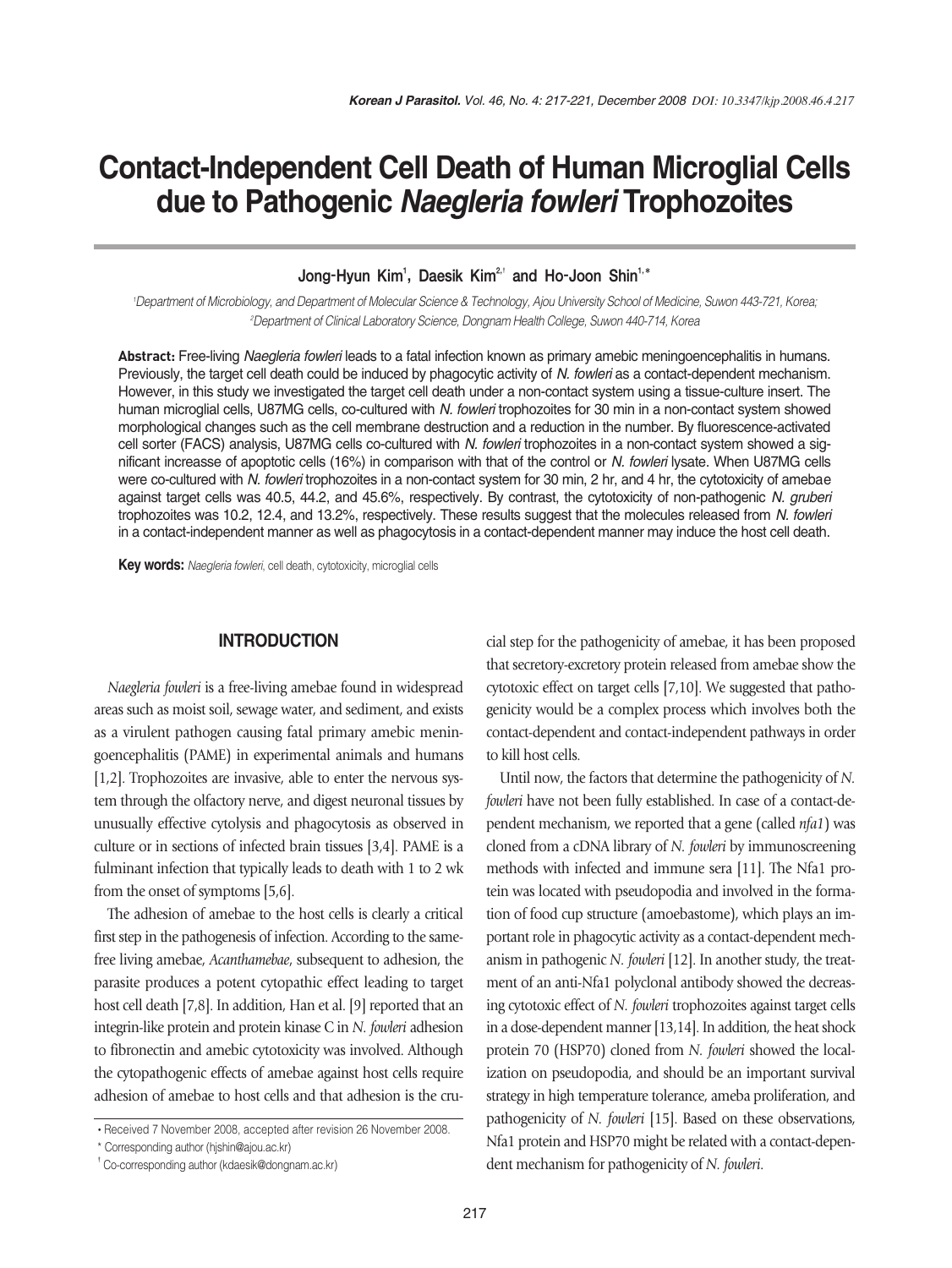# Contact-Independent Cell Death of Human Microglial Cells due to Pathogenic *Naegleria fowleri* Trophozoites

**Jong-Hyun Kim[1], Daesik Kim[2,†] and Ho-Joon Shin[1,*]**

[1]*Department of Microbiology, and Department of Molecular Science & Technology, Ajou University School of Medicine, Suwon 443-721, Korea;* [2]*Department of Clinical Laboratory Science, Dongnam Health College, Suwon 440-714, Korea*

**Abstract:** Free-living *Naegleria fowleri* leads to a fatal infection known as primary amebic meningoencephalitis in humans. Previously, the target cell death could be induced by phagocytic activity of *N. fowleri* as a contact-dependent mechanism. However, in this study we investigated the target cell death under a non-contact system using a tissue-culture insert. The human microglial cells, U87MG cells, co-cultured with *N. fowleri* trophozoites for 30 min in a non-contact system showed morphological changes such as the cell membrane destruction and a reduction in the number. By fluorescence-activated cell sorter (FACS) analysis, U87MG cells co-cultured with *N. fowleri* trophozoites in a non-contact system showed a significant increasse of apoptotic cells (16%) in comparison with that of the control or *N. fowleri* lysate. When U87MG cells were co-cultured with *N. fowleri* trophozoites in a non-contact system for 30 min, 2 hr, and 4 hr, the cytotoxicity of amebae against target cells was 40.5, 44.2, and 45.6%, respectively. By contrast, the cytotoxicity of non-pathogenic *N. gruberi* trophozoites was 10.2, 12.4, and 13.2%, respectively. These results suggest that the molecules released from *N. fowleri* in a contact-independent manner as well as phagocytosis in a contact-dependent manner may induce the host cell death.

**Key words:** *Naegleria fowleri*, cell death, cytotoxicity, microglial cells

## INTRODUCTION

*Naegleria fowleri* is a free-living amebae found in widespread areas such as moist soil, sewage water, and sediment, and exists as a virulent pathogen causing fatal primary amebic meningoencephalitis (PAME) in experimental animals and humans [1,2]. Trophozoites are invasive, able to enter the nervous system through the olfactory nerve, and digest neuronal tissues by unusually effective cytolysis and phagocytosis as observed in culture or in sections of infected brain tissues [3,4]. PAME is a fulminant infection that typically leads to death with 1 to 2 wk from the onset of symptoms [5,6].

The adhesion of amebae to the host cells is clearly a critical first step in the pathogenesis of infection. According to the same-free living amebae, *Acanthamebae*, subsequent to adhesion, the parasite produces a potent cytopathic effect leading to target host cell death [7,8]. In addition, Han et al. [9] reported that an integrin-like protein and protein kinase C in *N. fowleri* adhesion to fibronectin and amebic cytotoxicity was involved. Although the cytopathogenic effects of amebae against host cells require adhesion of amebae to host cells and that adhesion is the crucial step for the pathogenicity of amebae, it has been proposed that secretory-excretory protein released from amebae show the cytotoxic effect on target cells [7,10]. We suggested that pathogenicity would be a complex process which involves both the contact-dependent and contact-independent pathways in order to kill host cells.

Until now, the factors that determine the pathogenicity of *N. fowleri* have not been fully established. In case of a contact-dependent mechanism, we reported that a gene (called *nfa1*) was cloned from a cDNA library of *N. fowleri* by immunoscreening methods with infected and immune sera [11]. The Nfa1 protein was located with pseudopodia and involved in the formation of food cup structure (amoebastome), which plays an important role in phagocytic activity as a contact-dependent mechanism in pathogenic *N. fowleri* [12]. In another study, the treatment of an anti-Nfa1 polyclonal antibody showed the decreasing cytotoxic effect of *N. fowleri* trophozoites against target cells in a dose-dependent manner [13,14]. In addition, the heat shock protein 70 (HSP70) cloned from *N. fowleri* showed the localization on pseudopodia, and should be an important survival strategy in high temperature tolerance, ameba proliferation, and pathogenicity of *N. fowleri* [15]. Based on these observations, Nfa1 protein and HSP70 might be related with a contact-dependent mechanism for pathogenicity of *N. fowleri*.

- Received 7 November 2008, accepted after revision 26 November 2008.

\* Corresponding author (hjshin@ajou.ac.kr)

† Co-corresponding author (kdaesik@dongnam.ac.kr)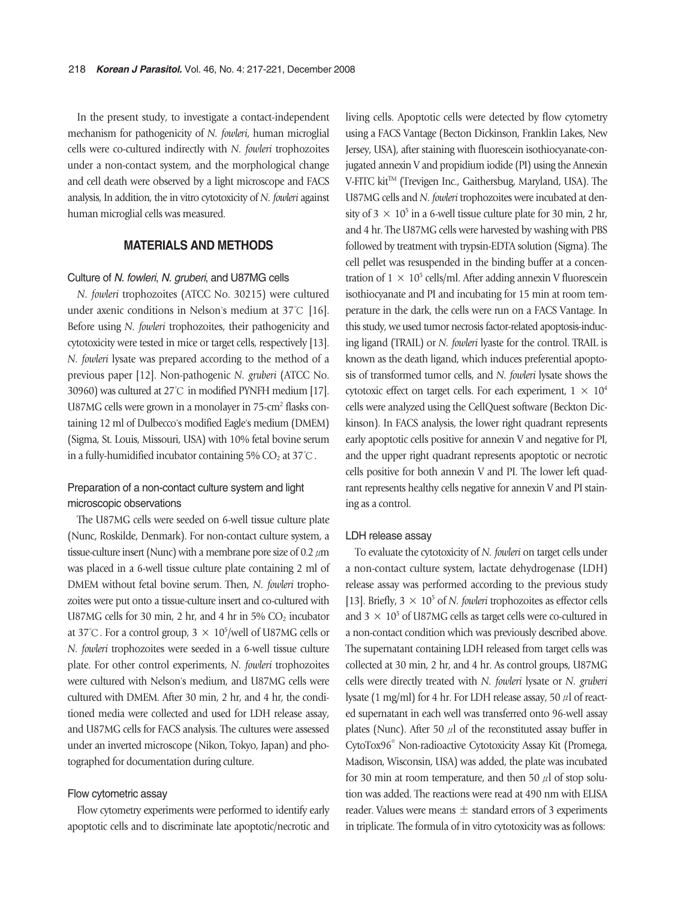In the present study, to investigate a contact-independent mechanism for pathogenicity of *N. fowleri*, human microglial cells were co-cultured indirectly with *N. fowleri* trophozoites under a non-contact system, and the morphological change and cell death were observed by a light microscope and FACS analysis, In addition, the in vitro cytotoxicity of *N. fowleri* against human microglial cells was measured.

## MATERIALS AND METHODS

### Culture of *N. fowleri*, *N. gruberi*, and U87MG cells

*N. fowleri* trophozoites (ATCC No. 30215) were cultured under axenic conditions in Nelson's medium at 37°C [16]. Before using *N. fowleri* trophozoites, their pathogenicity and cytotoxicity were tested in mice or target cells, respectively [13]. *N. fowleri* lysate was prepared according to the method of a previous paper [12]. Non-pathogenic *N. gruberi* (ATCC No. 30960) was cultured at 27°C in modified PYNFH medium [17]. U87MG cells were grown in a monolayer in 75-cm$^2$ flasks containing 12 ml of Dulbecco's modified Eagle's medium (DMEM) (Sigma, St. Louis, Missouri, USA) with 10% fetal bovine serum in a fully-humidified incubator containing 5% $CO_2$ at 37°C.

### Preparation of a non-contact culture system and light microscopic observations

The U87MG cells were seeded on 6-well tissue culture plate (Nunc, Roskilde, Denmark). For non-contact culture system, a tissue-culture insert (Nunc) with a membrane pore size of 0.2 $\mu$m was placed in a 6-well tissue culture plate containing 2 ml of DMEM without fetal bovine serum. Then, *N. fowleri* trophozoites were put onto a tissue-culture insert and co-cultured with U87MG cells for 30 min, 2 hr, and 4 hr in 5% $CO_2$ incubator at 37°C. For a control group, $3 \times 10^5$/well of U87MG cells or *N. fowleri* trophozoites were seeded in a 6-well tissue culture plate. For other control experiments, *N. fowleri* trophozoites were cultured with Nelson's medium, and U87MG cells were cultured with DMEM. After 30 min, 2 hr, and 4 hr, the conditioned media were collected and used for LDH release assay, and U87MG cells for FACS analysis. The cultures were assessed under an inverted microscope (Nikon, Tokyo, Japan) and photographed for documentation during culture.

### Flow cytometric assay

Flow cytometry experiments were performed to identify early apoptotic cells and to discriminate late apoptotic/necrotic and living cells. Apoptotic cells were detected by flow cytometry using a FACS Vantage (Becton Dickinson, Franklin Lakes, New Jersey, USA), after staining with fluorescein isothiocyanate-conjugated annexin V and propidium iodide (PI) using the Annexin V-FITC kit™ (Trevigen Inc., Gaithersbug, Maryland, USA). The U87MG cells and *N. fowleri* trophozoites were incubated at density of $3 \times 10^5$ in a 6-well tissue culture plate for 30 min, 2 hr, and 4 hr. The U87MG cells were harvested by washing with PBS followed by treatment with trypsin-EDTA solution (Sigma). The cell pellet was resuspended in the binding buffer at a concentration of $1 \times 10^5$ cells/ml. After adding annexin V fluorescein isothiocyanate and PI and incubating for 15 min at room temperature in the dark, the cells were run on a FACS Vantage. In this study, we used tumor necrosis factor-related apoptosis-inducing ligand (TRAIL) or *N. fowleri* lyaste for the control. TRAIL is known as the death ligand, which induces preferential apoptosis of transformed tumor cells, and *N. fowleri* lysate shows the cytotoxic effect on target cells. For each experiment, $1 \times 10^4$ cells were analyzed using the CellQuest software (Beckton Dickinson). In FACS analysis, the lower right quadrant represents early apoptotic cells positive for annexin V and negative for PI, and the upper right quadrant represents apoptotic or necrotic cells positive for both annexin V and PI. The lower left quadrant represents healthy cells negative for annexin V and PI staining as a control.

### LDH release assay

To evaluate the cytotoxicity of *N. fowleri* on target cells under a non-contact culture system, lactate dehydrogenase (LDH) release assay was performed according to the previous study [13]. Briefly, $3 \times 10^5$ of *N. fowleri* trophozoites as effector cells and $3 \times 10^5$ of U87MG cells as target cells were co-cultured in a non-contact condition which was previously described above. The supernatant containing LDH released from target cells was collected at 30 min, 2 hr, and 4 hr. As control groups, U87MG cells were directly treated with *N. fowleri* lysate or *N. gruberi* lysate (1 mg/ml) for 4 hr. For LDH release assay, 50 $\mu$l of reacted supernatant in each well was transferred onto 96-well assay plates (Nunc). After 50 $\mu$l of the reconstituted assay buffer in CytoTox96® Non-radioactive Cytotoxicity Assay Kit (Promega, Madison, Wisconsin, USA) was added, the plate was incubated for 30 min at room temperature, and then 50 $\mu$l of stop solution was added. The reactions were read at 490 nm with ELISA reader. Values were means ± standard errors of 3 experiments in triplicate. The formula of in vitro cytotoxicity was as follows: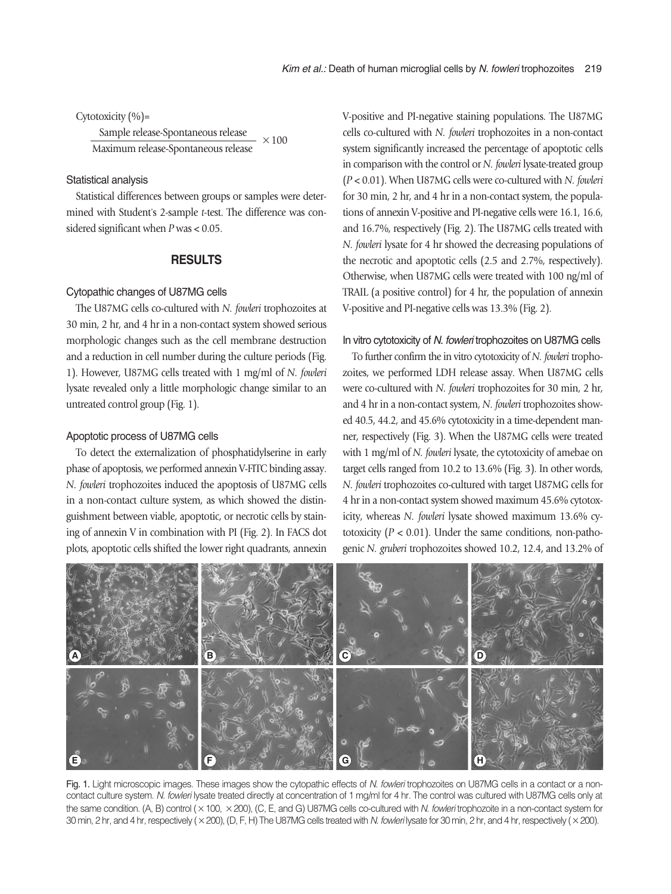Cytotoxicity (%)=

$$\frac{\text{Sample release-Spontaneous release}}{\text{Maximum release-Spontaneous release}} \times 100$$

### Statistical analysis

Statistical differences between groups or samples were determined with Student's 2-sample *t*-test. The difference was considered significant when *P* was < 0.05.

## RESULTS

### Cytopathic changes of U87MG cells

The U87MG cells co-cultured with *N. fowleri* trophozoites at 30 min, 2 hr, and 4 hr in a non-contact system showed serious morphologic changes such as the cell membrane destruction and a reduction in cell number during the culture periods (Fig. 1). However, U87MG cells treated with 1 mg/ml of *N. fowleri* lysate revealed only a little morphologic change similar to an untreated control group (Fig. 1).

### Apoptotic process of U87MG cells

To detect the externalization of phosphatidylserine in early phase of apoptosis, we performed annexin V-FITC binding assay. *N. fowleri* trophozoites induced the apoptosis of U87MG cells in a non-contact culture system, as which showed the distinguishment between viable, apoptotic, or necrotic cells by staining of annexin V in combination with PI (Fig. 2). In FACS dot plots, apoptotic cells shifted the lower right quadrants, annexin V-positive and PI-negative staining populations. The U87MG cells co-cultured with *N. fowleri* trophozoites in a non-contact system significantly increased the percentage of apoptotic cells in comparison with the control or *N. fowleri* lysate-treated group ($P < 0.01$). When U87MG cells were co-cultured with *N. fowleri* for 30 min, 2 hr, and 4 hr in a non-contact system, the populations of annexin V-positive and PI-negative cells were 16.1, 16.6, and 16.7%, respectively (Fig. 2). The U87MG cells treated with *N. fowleri* lysate for 4 hr showed the decreasing populations of the necrotic and apoptotic cells (2.5 and 2.7%, respectively). Otherwise, when U87MG cells were treated with 100 ng/ml of TRAIL (a positive control) for 4 hr, the population of annexin V-positive and PI-negative cells was 13.3% (Fig. 2).

### In vitro cytotoxicity of *N. fowleri* trophozoites on U87MG cells

To further confirm the in vitro cytotoxicity of *N. fowleri* trophozoites, we performed LDH release assay. When U87MG cells were co-cultured with *N. fowleri* trophozoites for 30 min, 2 hr, and 4 hr in a non-contact system, *N. fowleri* trophozoites showed 40.5, 44.2, and 45.6% cytotoxicity in a time-dependent manner, respectively (Fig. 3). When the U87MG cells were treated with 1 mg/ml of *N. fowleri* lysate, the cytotoxicity of amebae on target cells ranged from 10.2 to 13.6% (Fig. 3). In other words, *N. fowleri* trophozoites co-cultured with target U87MG cells for 4 hr in a non-contact system showed maximum 45.6% cytotoxicity, whereas *N. fowleri* lysate showed maximum 13.6% cytotoxicity ($P < 0.01$). Under the same conditions, non-pathogenic *N. gruberi* trophozoites showed 10.2, 12.4, and 13.2% of

Fig. 1. Light microscopic images. These images show the cytopathic effects of *N. fowleri* trophozoites on U87MG cells in a contact or a non-contact culture system. *N. fowleri* lysate treated directly at concentration of 1 mg/ml for 4 hr. The control was cultured with U87MG cells only at the same condition. (A, B) control (×100, ×200), (C, E, and G) U87MG cells co-cultured with *N. fowleri* trophozoite in a non-contact system for 30 min, 2 hr, and 4 hr, respectively (×200), (D, F, H) The U87MG cells treated with *N. fowleri* lysate for 30 min, 2 hr, and 4 hr, respectively (×200).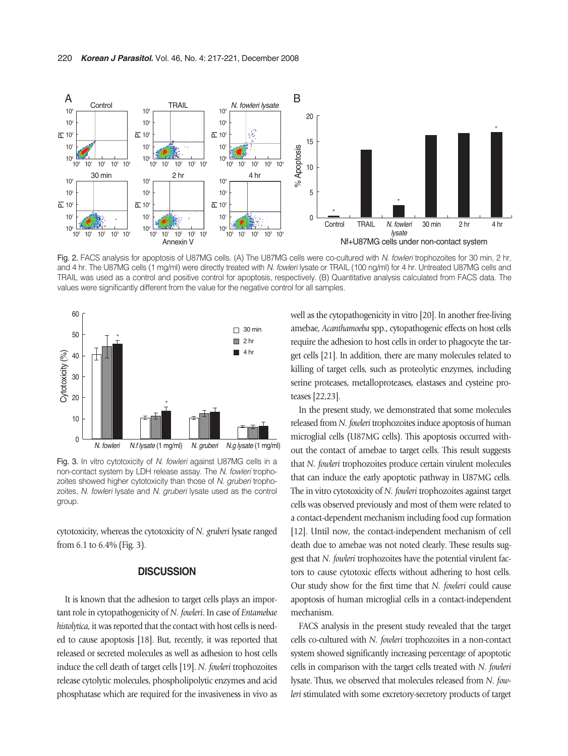Fig. 2. FACS analysis for apoptosis of U87MG cells. (A) The U87MG cells were co-cultured with *N. fowleri* trophozoites for 30 min, 2 hr, and 4 hr. The U87MG cells (1 mg/ml) were directly treated with *N. fowleri* lysate or TRAIL (100 ng/ml) for 4 hr. Untreated U87MG cells and TRAIL was used as a control and positive control for apoptosis, respectively. (B) Quantitative analysis calculated from FACS data. The values were significantly different from the value for the negative control for all samples.

Fig. 3. In vitro cytotoxicity of *N. fowleri* against U87MG cells in a non-contact system by LDH release assay. The *N. fowleri* trophozoites showed higher cytotoxicity than those of *N. gruberi* trophozoites, *N. fowleri* lysate and *N. gruberi* lysate used as the control group.

cytotoxicity, whereas the cytotoxicity of *N. gruberi* lysate ranged from 6.1 to 6.4% (Fig. 3).

## DISCUSSION

It is known that the adhesion to target cells plays an important role in cytopathogenicity of *N. fowleri*. In case of *Entamebae histolytica*, it was reported that the contact with host cells is needed to cause apoptosis [18]. But, recently, it was reported that released or secreted molecules as well as adhesion to host cells induce the cell death of target cells [19]. *N. fowleri* trophozoites release cytolytic molecules, phospholipolytic enzymes and acid phosphatase which are required for the invasiveness in vivo as well as the cytopathogenicity in vitro [20]. In another free-living amebae, *Acanthamoeba* spp., cytopathogenic effects on host cells require the adhesion to host cells in order to phagocyte the target cells [21]. In addition, there are many molecules related to killing of target cells, such as proteolytic enzymes, including serine proteases, metalloproteases, elastases and cysteine proteases [22,23].

In the present study, we demonstrated that some molecules released from *N. fowleri* trophozoites induce apoptosis of human microglial cells (U87MG cells). This apoptosis occurred without the contact of amebae to target cells. This result suggests that *N. fowleri* trophozoites produce certain virulent molecules that can induce the early apoptotic pathway in U87MG cells. The in vitro cytotoxicity of *N. fowleri* trophozoites against target cells was observed previously and most of them were related to a contact-dependent mechanism including food cup formation [12]. Until now, the contact-independent mechanism of cell death due to amebae was not noted clearly. These results suggest that *N. fowleri* trophozoites have the potential virulent factors to cause cytotoxic effects without adhering to host cells. Our study show for the first time that *N. fowleri* could cause apoptosis of human microglial cells in a contact-independent mechanism.

FACS analysis in the present study revealed that the target cells co-cultured with *N. fowleri* trophozoites in a non-contact system showed significantly increasing percentage of apoptotic cells in comparison with the target cells treated with *N. fowleri* lysate. Thus, we observed that molecules released from *N. fowleri* stimulated with some excretory-secretory products of target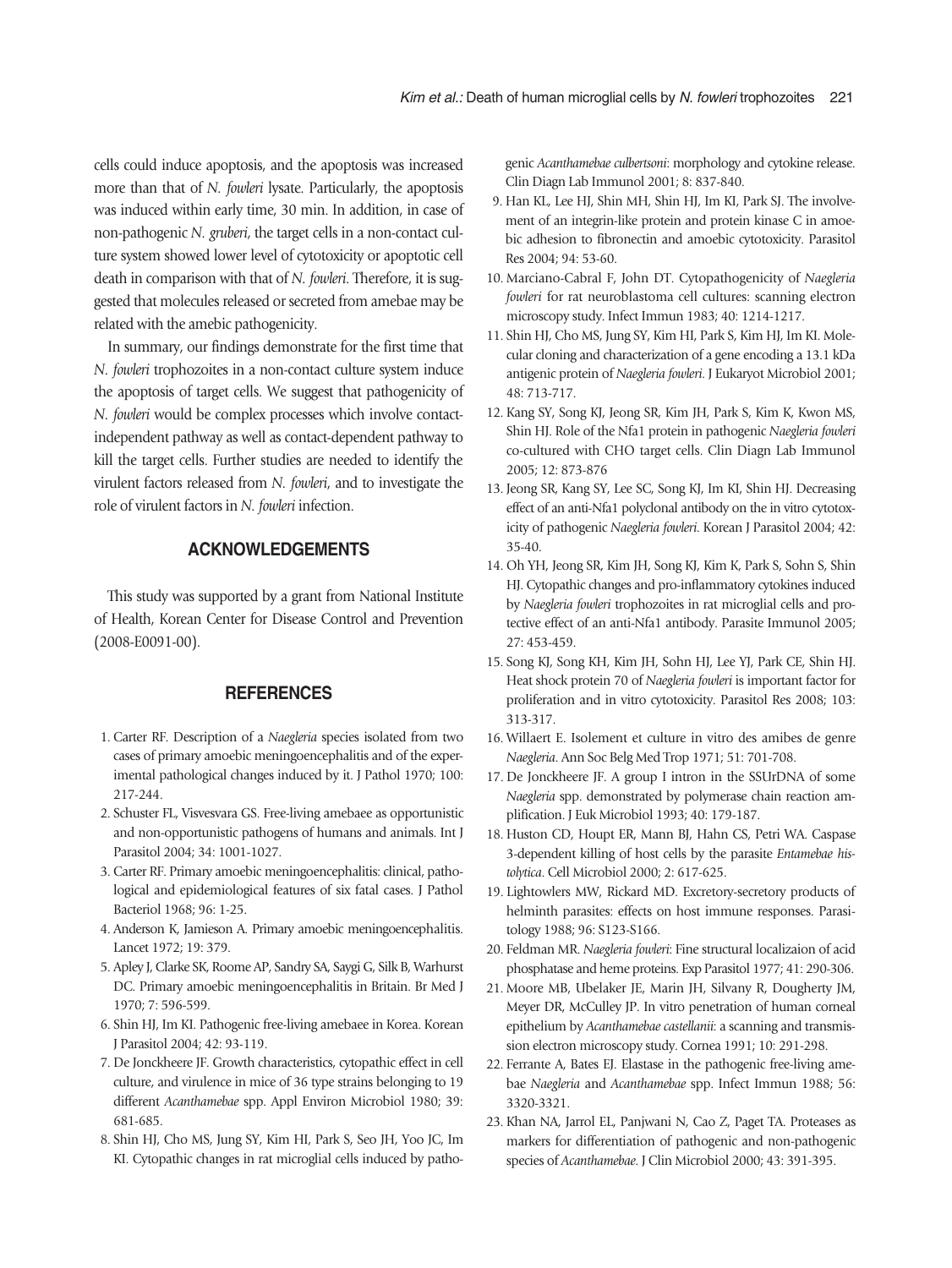cells could induce apoptosis, and the apoptosis was increased more than that of *N. fowleri* lysate. Particularly, the apoptosis was induced within early time, 30 min. In addition, in case of non-pathogenic *N. gruberi*, the target cells in a non-contact culture system showed lower level of cytotoxicity or apoptotic cell death in comparison with that of *N. fowleri*. Therefore, it is suggested that molecules released or secreted from amebae may be related with the amebic pathogenicity.

In summary, our findings demonstrate for the first time that *N. fowleri* trophozoites in a non-contact culture system induce the apoptosis of target cells. We suggest that pathogenicity of *N. fowleri* would be complex processes which involve contact-independent pathway as well as contact-dependent pathway to kill the target cells. Further studies are needed to identify the virulent factors released from *N. fowleri*, and to investigate the role of virulent factors in *N. fowleri* infection.

## ACKNOWLEDGEMENTS

This study was supported by a grant from National Institute of Health, Korean Center for Disease Control and Prevention (2008-E0091-00).

## REFERENCES

1. Carter RF. Description of a *Naegleria* species isolated from two cases of primary amoebic meningoencephalitis and of the experimental pathological changes induced by it. J Pathol 1970; 100: 217-244.
2. Schuster FL, Visvesvara GS. Free-living amebaee as opportunistic and non-opportunistic pathogens of humans and animals. Int J Parasitol 2004; 34: 1001-1027.
3. Carter RF. Primary amoebic meningoencephalitis: clinical, pathological and epidemiological features of six fatal cases. J Pathol Bacteriol 1968; 96: 1-25.
4. Anderson K, Jamieson A. Primary amoebic meningoencephalitis. Lancet 1972; 19: 379.
5. Apley J, Clarke SK, Roome AP, Sandry SA, Saygi G, Silk B, Warhurst DC. Primary amoebic meningoencephalitis in Britain. Br Med J 1970; 7: 596-599.
6. Shin HJ, Im KI. Pathogenic free-living amebaee in Korea. Korean J Parasitol 2004; 42: 93-119.
7. De Jonckheere JF. Growth characteristics, cytopathic effect in cell culture, and virulence in mice of 36 type strains belonging to 19 different *Acanthamebae* spp. Appl Environ Microbiol 1980; 39: 681-685.
8. Shin HJ, Cho MS, Jung SY, Kim HI, Park S, Seo JH, Yoo JC, Im KI. Cytopathic changes in rat microglial cells induced by pathogenic *Acanthamebae culbertsoni*: morphology and cytokine release. Clin Diagn Lab Immunol 2001; 8: 837-840.
9. Han KL, Lee HJ, Shin MH, Shin HJ, Im KI, Park SJ. The involvement of an integrin-like protein and protein kinase C in amoebic adhesion to fibronectin and amoebic cytotoxicity. Parasitol Res 2004; 94: 53-60.
10. Marciano-Cabral F, John DT. Cytopathogenicity of *Naegleria fowleri* for rat neuroblastoma cell cultures: scanning electron microscopy study. Infect Immun 1983; 40: 1214-1217.
11. Shin HJ, Cho MS, Jung SY, Kim HI, Park S, Kim HJ, Im KI. Molecular cloning and characterization of a gene encoding a 13.1 kDa antigenic protein of *Naegleria fowleri*. J Eukaryot Microbiol 2001; 48: 713-717.
12. Kang SY, Song KJ, Jeong SR, Kim JH, Park S, Kim K, Kwon MS, Shin HJ. Role of the Nfa1 protein in pathogenic *Naegleria fowleri* co-cultured with CHO target cells. Clin Diagn Lab Immunol 2005; 12: 873-876
13. Jeong SR, Kang SY, Lee SC, Song KJ, Im KI, Shin HJ. Decreasing effect of an anti-Nfa1 polyclonal antibody on the in vitro cytotoxicity of pathogenic *Naegleria fowleri*. Korean J Parasitol 2004; 42: 35-40.
14. Oh YH, Jeong SR, Kim JH, Song KJ, Kim K, Park S, Sohn S, Shin HJ. Cytopathic changes and pro-inflammatory cytokines induced by *Naegleria fowleri* trophozoites in rat microglial cells and protective effect of an anti-Nfa1 antibody. Parasite Immunol 2005; 27: 453-459.
15. Song KJ, Song KH, Kim JH, Sohn HJ, Lee YJ, Park CE, Shin HJ. Heat shock protein 70 of *Naegleria fowleri* is important factor for proliferation and in vitro cytotoxicity. Parasitol Res 2008; 103: 313-317.
16. Willaert E. Isolement et culture in vitro des amibes de genre *Naegleria*. Ann Soc Belg Med Trop 1971; 51: 701-708.
17. De Jonckheere JF. A group I intron in the SSUrDNA of some *Naegleria* spp. demonstrated by polymerase chain reaction amplification. J Euk Microbiol 1993; 40: 179-187.
18. Huston CD, Houpt ER, Mann BJ, Hahn CS, Petri WA. Caspase 3-dependent killing of host cells by the parasite *Entamebae histolytica*. Cell Microbiol 2000; 2: 617-625.
19. Lightowlers MW, Rickard MD. Excretory-secretory products of helminth parasites: effects on host immune responses. Parasitology 1988; 96: S123-S166.
20. Feldman MR. *Naegleria fowleri*: Fine structural localizaion of acid phosphatase and heme proteins. Exp Parasitol 1977; 41: 290-306.
21. Moore MB, Ubelaker JE, Marin JH, Silvany R, Dougherty JM, Meyer DR, McCulley JP. In vitro penetration of human corneal epithelium by *Acanthamebae castellanii*: a scanning and transmission electron microscopy study. Cornea 1991; 10: 291-298.
22. Ferrante A, Bates EJ. Elastase in the pathogenic free-living amebae *Naegleria* and *Acanthamebae* spp. Infect Immun 1988; 56: 3320-3321.
23. Khan NA, Jarrol EL, Panjwani N, Cao Z, Paget TA. Proteases as markers for differentiation of pathogenic and non-pathogenic species of *Acanthamebae*. J Clin Microbiol 2000; 43: 391-395.